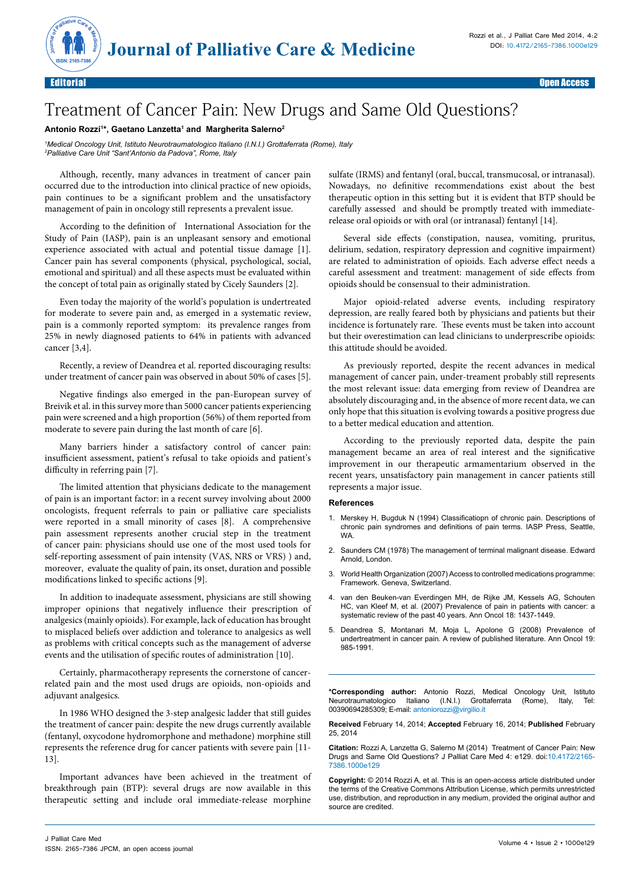Editorial | Open Access

# Treatment of Cancer Pain: New Drugs and Same Old Questions?

**Antonio Rozzi[1]*, Gaetano Lanzetta[1] and Margherita Salerno[2]**

[1]*Medical Oncology Unit, Istituto Neurotraumatologico Italiano (I.N.I.) Grottaferrata (Rome), Italy*
[2]*Palliative Care Unit "Sant'Antonio da Padova", Rome, Italy*

Although, recently, many advances in treatment of cancer pain occurred due to the introduction into clinical practice of new opioids, pain continues to be a significant problem and the unsatisfactory management of pain in oncology still represents a prevalent issue.

According to the definition of International Association for the Study of Pain (IASP), pain is an unpleasant sensory and emotional experience associated with actual and potential tissue damage [1]. Cancer pain has several components (physical, psychological, social, emotional and spiritual) and all these aspects must be evaluated within the concept of total pain as originally stated by Cicely Saunders [2].

Even today the majority of the world's population is undertreated for moderate to severe pain and, as emerged in a systematic review, pain is a commonly reported symptom: its prevalence ranges from 25% in newly diagnosed patients to 64% in patients with advanced cancer [3,4].

Recently, a review of Deandrea et al. reported discouraging results: under treatment of cancer pain was observed in about 50% of cases [5].

Negative findings also emerged in the pan-European survey of Breivik et al. in this survey more than 5000 cancer patients experiencing pain were screened and a high proportion (56%) of them reported from moderate to severe pain during the last month of care [6].

Many barriers hinder a satisfactory control of cancer pain: insufficient assessment, patient's refusal to take opioids and patient's difficulty in referring pain [7].

The limited attention that physicians dedicate to the management of pain is an important factor: in a recent survey involving about 2000 oncologists, frequent referrals to pain or palliative care specialists were reported in a small minority of cases [8]. A comprehensive pain assessment represents another crucial step in the treatment of cancer pain: physicians should use one of the most used tools for self-reporting assessment of pain intensity (VAS, NRS or VRS) ) and, moreover, evaluate the quality of pain, its onset, duration and possible modifications linked to specific actions [9].

In addition to inadequate assessment, physicians are still showing improper opinions that negatively influence their prescription of analgesics (mainly opioids). For example, lack of education has brought to misplaced beliefs over addiction and tolerance to analgesics as well as problems with critical concepts such as the management of adverse events and the utilisation of specific routes of administration [10].

Certainly, pharmacotherapy represents the cornerstone of cancer-related pain and the most used drugs are opioids, non-opioids and adjuvant analgesics.

In 1986 WHO designed the 3-step analgesic ladder that still guides the treatment of cancer pain: despite the new drugs currently available (fentanyl, oxycodone hydromorphone and methadone) morphine still represents the reference drug for cancer patients with severe pain [11-13].

Important advances have been achieved in the treatment of breakthrough pain (BTP): several drugs are now available in this therapeutic setting and include oral immediate-release morphine sulfate (IRMS) and fentanyl (oral, buccal, transmucosal, or intranasal). Nowadays, no definitive recommendations exist about the best therapeutic option in this setting but it is evident that BTP should be carefully assessed and should be promptly treated with immediate-release oral opioids or with oral (or intranasal) fentanyl [14].

Several side effects (constipation, nausea, vomiting, pruritus, delirium, sedation, respiratory depression and cognitive impairment) are related to administration of opioids. Each adverse effect needs a careful assessment and treatment: management of side effects from opioids should be consensual to their administration.

Major opioid-related adverse events, including respiratory depression, are really feared both by physicians and patients but their incidence is fortunately rare. These events must be taken into account but their overestimation can lead clinicians to underprescribe opioids: this attitude should be avoided.

As previously reported, despite the recent advances in medical management of cancer pain, under-treament probably still represents the most relevant issue: data emerging from review of Deandrea are absolutely discouraging and, in the absence of more recent data, we can only hope that this situation is evolving towards a positive progress due to a better medical education and attention.

According to the previously reported data, despite the pain management became an area of real interest and the significative improvement in our therapeutic armamentarium observed in the recent years, unsatisfactory pain management in cancer patients still represents a major issue.

## References

1. Merskey H, Bugduk N (1994) Classificatiopn of chronic pain. Descriptions of chronic pain syndromes and definitions of pain terms. IASP Press, Seattle, WA.
2. Saunders CM (1978) The management of terminal malignant disease. Edward Arnold, London.
3. World Health Organization (2007) Access to controlled medications programme: Framework. Geneva, Switzerland.
4. van den Beuken-van Everdingen MH, de Rijke JM, Kessels AG, Schouten HC, van Kleef M, et al. (2007) Prevalence of pain in patients with cancer: a systematic review of the past 40 years. Ann Oncol 18: 1437-1449.
5. Deandrea S, Montanari M, Moja L, Apolone G (2008) Prevalence of undertreatment in cancer pain. A review of published literature. Ann Oncol 19: 985-1991.

**\*Corresponding author:** Antonio Rozzi, Medical Oncology Unit, Istituto Neurotraumatologico Italiano (I.N.I.) Grottaferrata (Rome), Italy, Tel: 00390694285309; E-mail: antoniorozzi@virgilio.it

**Received** February 14, 2014; **Accepted** February 16, 2014; **Published** February 25, 2014

**Citation:** Rozzi A, Lanzetta G, Salerno M (2014) Treatment of Cancer Pain: New Drugs and Same Old Questions? J Palliat Care Med 4: e129. doi:10.4172/2165-7386.1000e129

**Copyright:** © 2014 Rozzi A, et al. This is an open-access article distributed under the terms of the Creative Commons Attribution License, which permits unrestricted use, distribution, and reproduction in any medium, provided the original author and source are credited.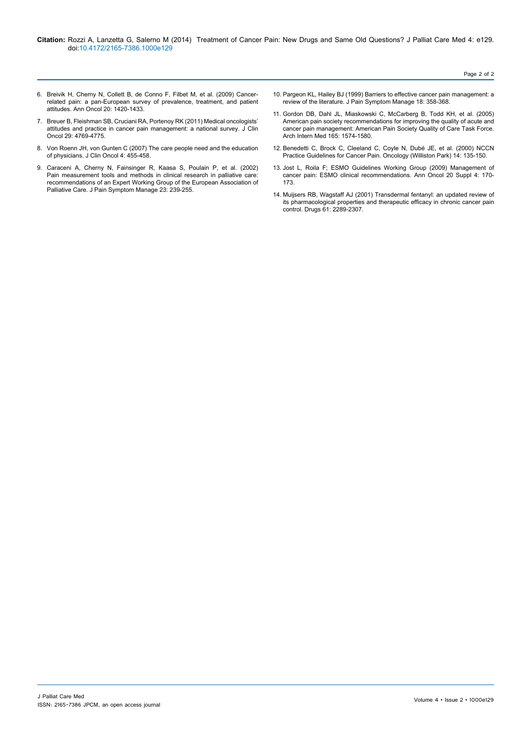6. Breivik H, Cherny N, Collett B, de Conno F, Filbet M, et al. (2009) Cancer-related pain: a pan-European survey of prevalence, treatment, and patient attitudes. Ann Oncol 20: 1420-1433.

7. Breuer B, Fleishman SB, Cruciani RA, Portenoy RK (2011) Medical oncologists' attitudes and practice in cancer pain management: a national survey. J Clin Oncol 29: 4769-4775.

8. Von Roenn JH, von Gunten C (2007) The care people need and the education of physicians. J Clin Oncol 4: 455-458.

9. Caraceni A, Cherny N, Fainsinger R, Kaasa S, Poulain P, et al. (2002) Pain measurement tools and methods in clinical research in palliative care: recommendations of an Expert Working Group of the European Association of Palliative Care. J Pain Symptom Manage 23: 239-255.

10. Pargeon KL, Hailey BJ (1999) Barriers to effective cancer pain management: a review of the literature. J Pain Symptom Manage 18: 358-368.

11. Gordon DB, Dahl JL, Miaskowski C, McCarberg B, Todd KH, et al. (2005) American pain society recommendations for improving the quality of acute and cancer pain management: American Pain Society Quality of Care Task Force. Arch Intern Med 165: 1574-1580.

12. Benedetti C, Brock C, Cleeland C, Coyle N, Dubé JE, et al. (2000) NCCN Practice Guidelines for Cancer Pain. Oncology (Williston Park) 14: 135-150.

13. Jost L, Roila F; ESMO Guidelines Working Group (2009) Management of cancer pain: ESMO clinical recommendations. Ann Oncol 20 Suppl 4: 170-173.

14. Muijsers RB, Wagstaff AJ (2001) Transdermal fentanyl: an updated review of its pharmacological properties and therapeutic efficacy in chronic cancer pain control. Drugs 61: 2289-2307.